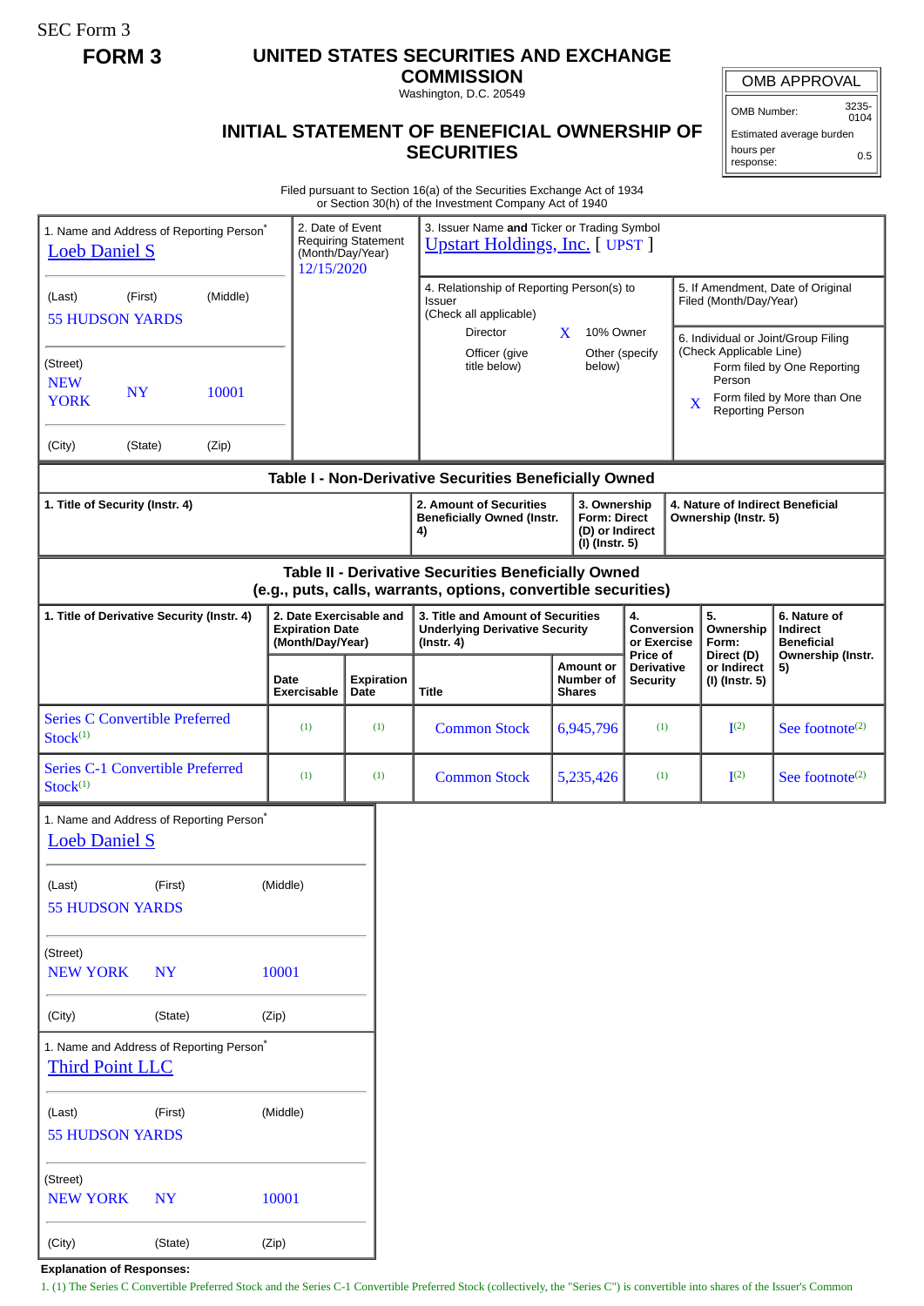SEC Form 3

**FORM 3**

# UNITED STATES SECURITIES AND EXCHANGE COMMISSION

Washington, D.C. 20549

## INITIAL STATEMENT OF BENEFICIAL OWNERSHIP OF SECURITIES

| OMB APPROVAL | |
|---|---|
| OMB Number: | 3235-0104 |
| Estimated average burden | |
| hours per response: | 0.5 |

Filed pursuant to Section 16(a) of the Securities Exchange Act of 1934 or Section 30(h) of the Investment Company Act of 1940

1. Name and Address of Reporting Person*
Loeb Daniel S

(Last) (First) (Middle)
55 HUDSON YARDS

(Street)
NEW YORK NY 10001

(City) (State) (Zip)

2. Date of Event Requiring Statement (Month/Day/Year)
12/15/2020

3. Issuer Name **and** Ticker or Trading Symbol
Upstart Holdings, Inc. [ UPST ]

4. Relationship of Reporting Person(s) to Issuer (Check all applicable)
Director
X 10% Owner
Officer (give title below)
Other (specify below)

5. If Amendment, Date of Original Filed (Month/Day/Year)

6. Individual or Joint/Group Filing (Check Applicable Line)
Form filed by One Reporting Person
X Form filed by More than One Reporting Person

### Table I - Non-Derivative Securities Beneficially Owned

| 1. Title of Security (Instr. 4) | 2. Amount of Securities Beneficially Owned (Instr. 4) | 3. Ownership Form: Direct (D) or Indirect (I) (Instr. 5) | 4. Nature of Indirect Beneficial Ownership (Instr. 5) |
|---|---|---|---|

### Table II - Derivative Securities Beneficially Owned (e.g., puts, calls, warrants, options, convertible securities)

| 1. Title of Derivative Security (Instr. 4) | 2. Date Exercisable and Expiration Date (Month/Day/Year) | | 3. Title and Amount of Securities Underlying Derivative Security (Instr. 4) | | 4. Conversion or Exercise Price of Derivative Security | 5. Ownership Form: Direct (D) or Indirect (I) (Instr. 5) | 6. Nature of Indirect Beneficial Ownership (Instr. 5) |
|---|---|---|---|---|---|---|---|
| | Date Exercisable | Expiration Date | Title | Amount or Number of Shares | | | |
| Series C Convertible Preferred Stock[(1)] | [(1)] | [(1)] | Common Stock | 6,945,796 | [(1)] | I[(2)] | See footnote[(2)] |
| Series C-1 Convertible Preferred Stock[(1)] | [(1)] | [(1)] | Common Stock | 5,235,426 | [(1)] | I[(2)] | See footnote[(2)] |

1. Name and Address of Reporting Person*
Loeb Daniel S

(Last) (First) (Middle)
55 HUDSON YARDS

(Street)
NEW YORK NY 10001

(City) (State) (Zip)

1. Name and Address of Reporting Person*
Third Point LLC

(Last) (First) (Middle)
55 HUDSON YARDS

(Street)
NEW YORK NY 10001

(City) (State) (Zip)

**Explanation of Responses:**

1. (1) The Series C Convertible Preferred Stock and the Series C-1 Convertible Preferred Stock (collectively, the "Series C") is convertible into shares of the Issuer's Common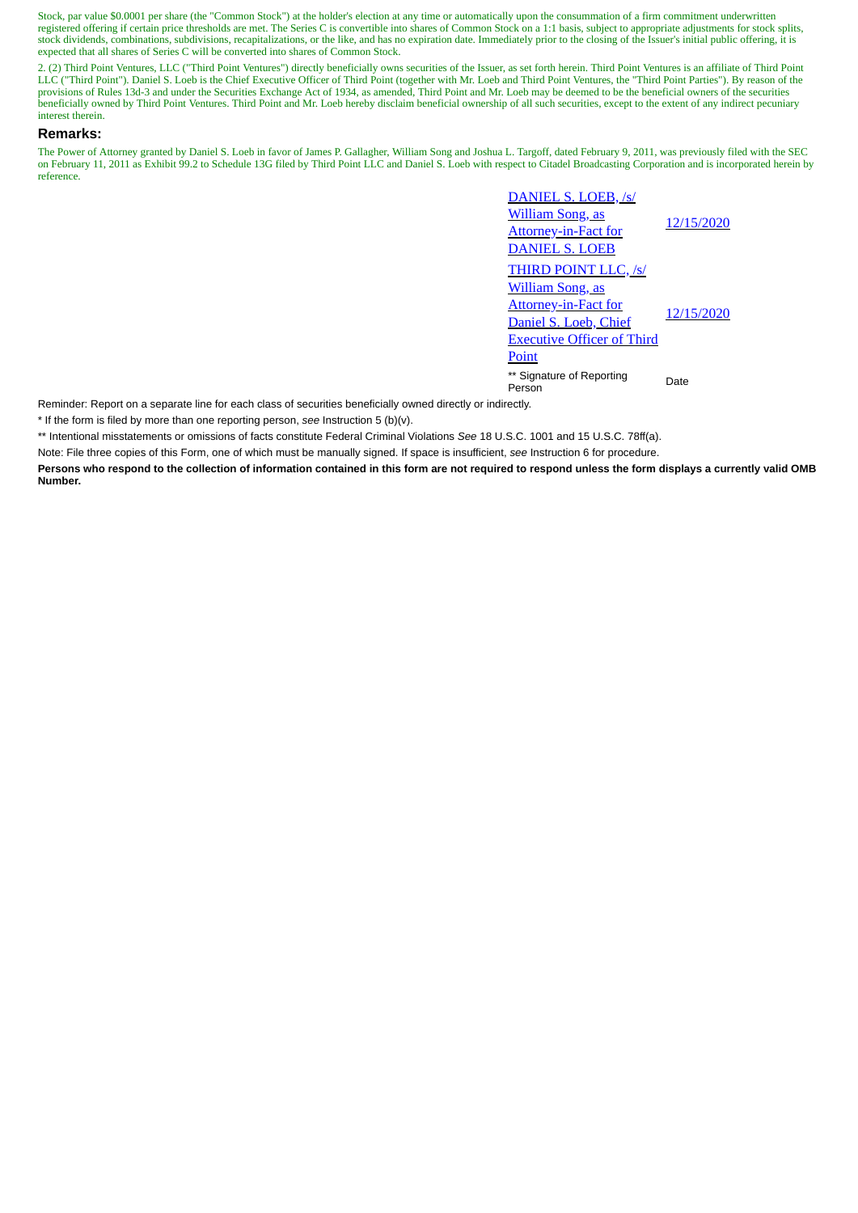Stock, par value $0.0001 per share (the "Common Stock") at the holder's election at any time or automatically upon the consummation of a firm commitment underwritten registered offering if certain price thresholds are met. The Series C is convertible into shares of Common Stock on a 1:1 basis, subject to appropriate adjustments for stock splits, stock dividends, combinations, subdivisions, recapitalizations, or the like, and has no expiration date. Immediately prior to the closing of the Issuer's initial public offering, it is expected that all shares of Series C will be converted into shares of Common Stock.

2. (2) Third Point Ventures, LLC ("Third Point Ventures") directly beneficially owns securities of the Issuer, as set forth herein. Third Point Ventures is an affiliate of Third Point LLC ("Third Point"). Daniel S. Loeb is the Chief Executive Officer of Third Point (together with Mr. Loeb and Third Point Ventures, the "Third Point Parties"). By reason of the provisions of Rules 13d-3 and under the Securities Exchange Act of 1934, as amended, Third Point and Mr. Loeb may be deemed to be the beneficial owners of the securities beneficially owned by Third Point Ventures. Third Point and Mr. Loeb hereby disclaim beneficial ownership of all such securities, except to the extent of any indirect pecuniary interest therein.

## Remarks:

The Power of Attorney granted by Daniel S. Loeb in favor of James P. Gallagher, William Song and Joshua L. Targoff, dated February 9, 2011, was previously filed with the SEC on February 11, 2011 as Exhibit 99.2 to Schedule 13G filed by Third Point LLC and Daniel S. Loeb with respect to Citadel Broadcasting Corporation and is incorporated herein by reference.

| | |
|---|---|
| DANIEL S. LOEB, /s/ William Song, as Attorney-in-Fact for DANIEL S. LOEB | 12/15/2020 |
| THIRD POINT LLC, /s/ William Song, as Attorney-in-Fact for Daniel S. Loeb, Chief Executive Officer of Third Point | 12/15/2020 |
| ** Signature of Reporting Person | Date |

Reminder: Report on a separate line for each class of securities beneficially owned directly or indirectly.

* If the form is filed by more than one reporting person, *see* Instruction 5 (b)(v).

** Intentional misstatements or omissions of facts constitute Federal Criminal Violations *See* 18 U.S.C. 1001 and 15 U.S.C. 78ff(a).

Note: File three copies of this Form, one of which must be manually signed. If space is insufficient, *see* Instruction 6 for procedure.

**Persons who respond to the collection of information contained in this form are not required to respond unless the form displays a currently valid OMB Number.**